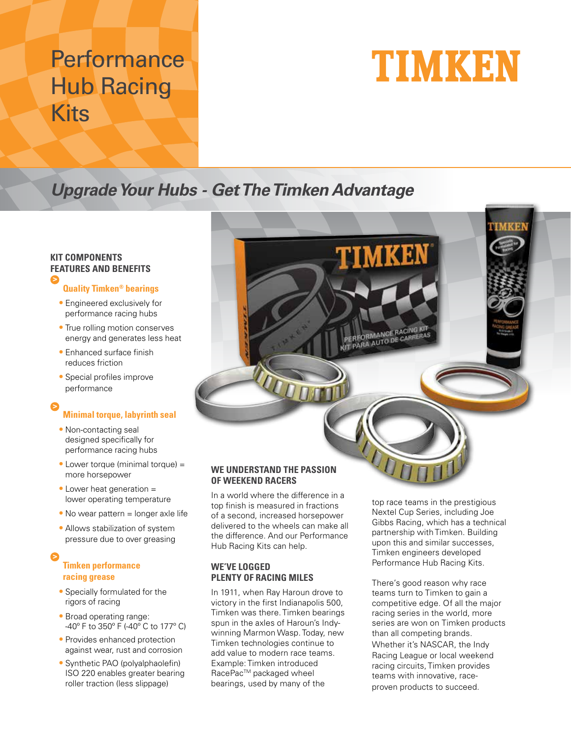# Performance Hub Racing Kits

TIMKEN

## *Upgrade Your Hubs - Get The Timken Advantage*

### KIT COMPONENTS FEATURES AND BENEFITS

#### Quality Timken® bearings

- Engineered exclusively for performance racing hubs
- True rolling motion conserves energy and generates less heat
- Enhanced surface finish reduces friction
- Special profiles improve performance

#### Minimal torque, labyrinth seal

- Non-contacting seal designed specifically for performance racing hubs
- Lower torque (minimal torque) = more horsepower
- Lower heat generation = lower operating temperature
- No wear pattern = longer axle life
- Allows stabilization of system pressure due to over greasing

#### Timken performance racing grease

- Specially formulated for the rigors of racing
- Broad operating range: -40° F to 350° F (-40° C to 177° C)
- Provides enhanced protection against wear, rust and corrosion
- Synthetic PAO (polyalphaolefin) ISO 220 enables greater bearing roller traction (less slippage)

### WE UNDERSTAND THE PASSION OF WEEKEND RACERS

In a world where the difference in a top finish is measured in fractions of a second, increased horsepower delivered to the wheels can make all the difference. And our Performance Hub Racing Kits can help.

### WE'VE LOGGED PLENTY OF RACING MILES

In 1911, when Ray Haroun drove to victory in the first Indianapolis 500, Timken was there. Timken bearings spun in the axles of Haroun's Indy-winning Marmon Wasp. Today, new Timken technologies continue to add value to modern race teams. Example: Timken introduced RacePac™ packaged wheel bearings, used by many of the top race teams in the prestigious Nextel Cup Series, including Joe Gibbs Racing, which has a technical partnership with Timken. Building upon this and similar successes, Timken engineers developed Performance Hub Racing Kits.

There's good reason why race teams turn to Timken to gain a competitive edge. Of all the major racing series in the world, more series are won on Timken products than all competing brands. Whether it's NASCAR, the Indy Racing League or local weekend racing circuits, Timken provides teams with innovative, race-proven products to succeed.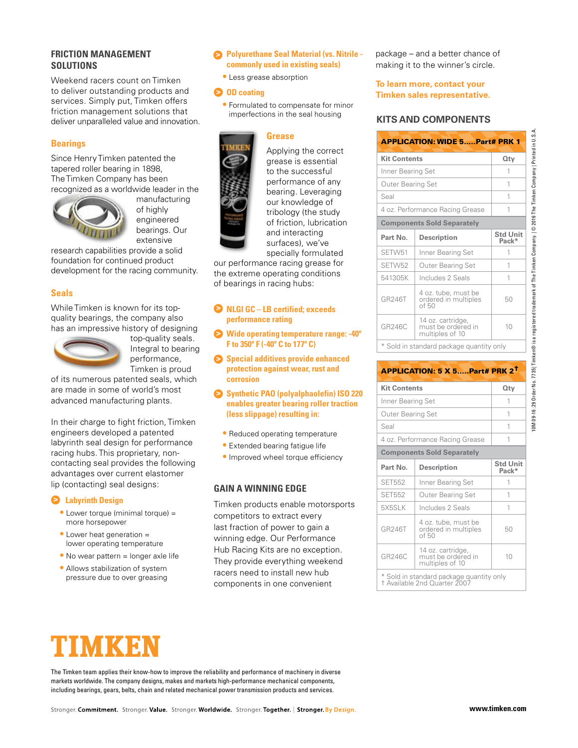## FRICTION MANAGEMENT SOLUTIONS

Weekend racers count on Timken to deliver outstanding products and services. Simply put, Timken offers friction management solutions that deliver unparalleled value and innovation.

### Bearings

Since Henry Timken patented the tapered roller bearing in 1898, The Timken Company has been recognized as a worldwide leader in the manufacturing of highly engineered bearings. Our extensive research capabilities provide a solid foundation for continued product development for the racing community.

### Seals

While Timken is known for its top-quality bearings, the company also has an impressive history of designing top-quality seals. Integral to bearing performance, Timken is proud of its numerous patented seals, which are made in some of world's most advanced manufacturing plants.

In their charge to fight friction, Timken engineers developed a patented labyrinth seal design for performance racing hubs. This proprietary, non-contacting seal provides the following advantages over current elastomer lip (contacting) seal designs:

**Labyrinth Design**

- Lower torque (minimal torque) = more horsepower
- Lower heat generation = lower operating temperature
- No wear pattern = longer axle life
- Allows stabilization of system pressure due to over greasing

**Polyurethane Seal Material (vs. Nitrile - commonly used in existing seals)**

- Less grease absorption

**OD coating**

- Formulated to compensate for minor imperfections in the seal housing

### Grease

Applying the correct grease is essential to the successful performance of any bearing. Leveraging our knowledge of tribology (the study of friction, lubrication and interacting surfaces), we've specially formulated our performance racing grease for the extreme operating conditions of bearings in racing hubs:

- **NLGI GC – LB certified; exceeds performance rating**
- **Wide operating temperature range: -40° F to 350° F (-40° C to 177° C)**
- **Special additives provide enhanced protection against wear, rust and corrosion**
- **Synthetic PAO (polyalphaolefin) ISO 220 enables greater bearing roller traction (less slippage) resulting in:**
  - Reduced operating temperature
  - Extended bearing fatigue life
  - Improved wheel torque efficiency

## GAIN A WINNING EDGE

Timken products enable motorsports competitors to extract every last fraction of power to gain a winning edge. Our Performance Hub Racing Kits are no exception. They provide everything weekend racers need to install new hub components in one convenient package – and a better chance of making it to the winner's circle.

**To learn more, contact your Timken sales representative.**

## KITS AND COMPONENTS

**APPLICATION: WIDE 5.....Part# PRK 1**

| Kit Contents | Qty |
|---|---|
| Inner Bearing Set | 1 |
| Outer Bearing Set | 1 |
| Seal | 1 |
| 4 oz. Performance Racing Grease | 1 |

**Components Sold Separately**

| Part No. | Description | Std Unit Pack* |
|---|---|---|
| SETW51 | Inner Bearing Set | 1 |
| SETW52 | Outer Bearing Set | 1 |
| 541305K | Includes 2 Seals | 1 |
| GR246T | 4 oz. tube, must be ordered in multiples of 50 | 50 |
| GR246C | 14 oz. cartridge, must be ordered in multiples of 10 | 10 |

* Sold in standard package quantity only

**APPLICATION: 5 X 5.....Part# PRK 2†**

| Kit Contents | Qty |
|---|---|
| Inner Bearing Set | 1 |
| Outer Bearing Set | 1 |
| Seal | 1 |
| 4 oz. Performance Racing Grease | 1 |

**Components Sold Separately**

| Part No. | Description | Std Unit Pack* |
|---|---|---|
| SET552 | Inner Bearing Set | 1 |
| SET552 | Outer Bearing Set | 1 |
| 5X5SLK | Includes 2 Seals | 1 |
| GR246T | 4 oz. tube, must be ordered in multiples of 50 | 50 |
| GR246C | 14 oz. cartridge, must be ordered in multiples of 10 | 10 |

* Sold in standard package quantity only
† Available 2nd Quarter 2007

10M 09-16 :29 Order No. 7735 | Timken® is a registered trademark of The Timken Company | © 2016 The Timken Company | Printed in U.S.A.

**TIMKEN**

The Timken team applies their know-how to improve the reliability and performance of machinery in diverse markets worldwide. The company designs, makes and markets high-performance mechanical components, including bearings, gears, belts, chain and related mechanical power transmission products and services.

Stronger. **Commitment.** Stronger. **Value.** Stronger. **Worldwide.** Stronger. **Together.** | **Stronger.** By Design.

**www.timken.com**